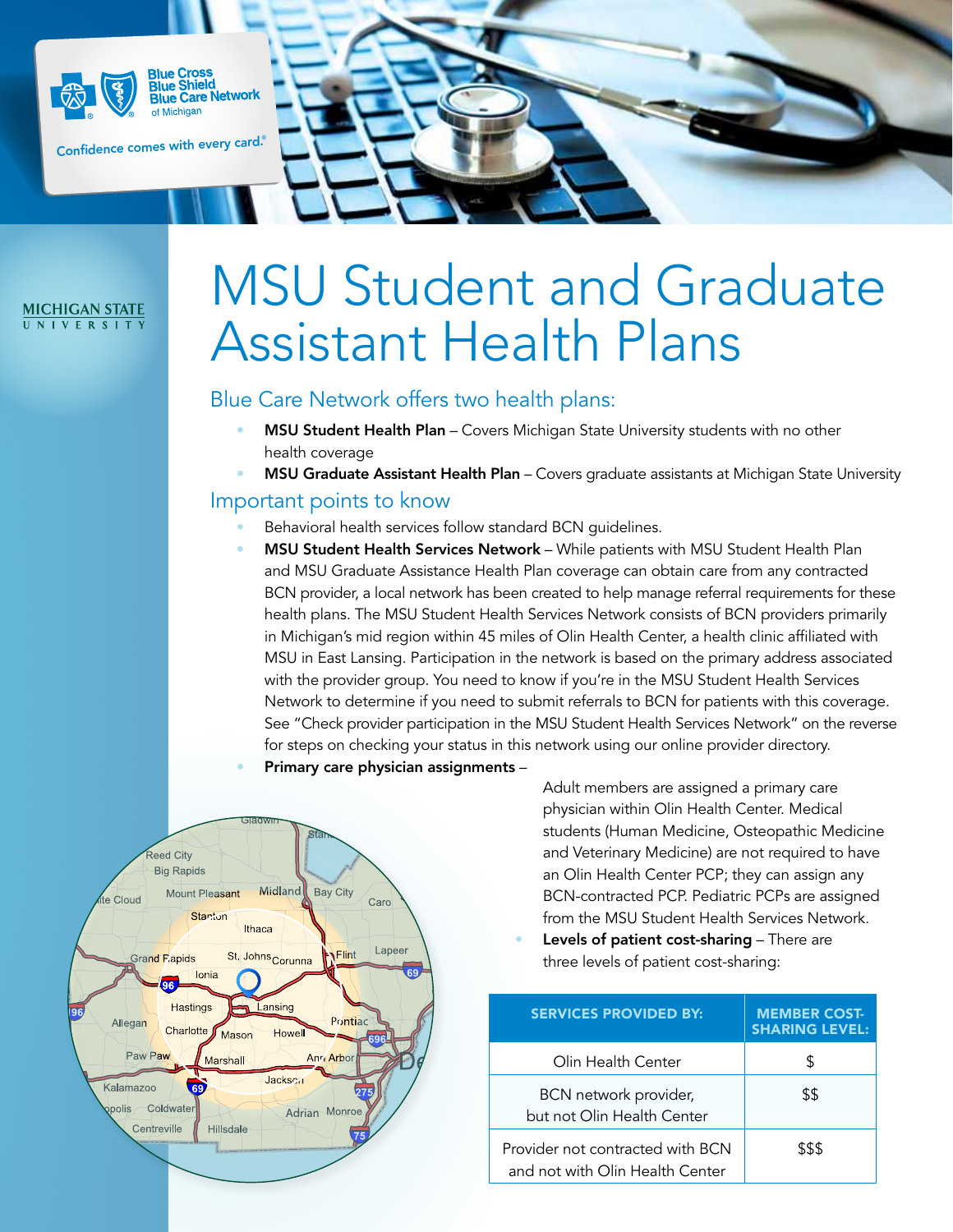Blue Cross Blue Shield Blue Care Network of Michigan

Confidence comes with every card.®

MICHIGAN STATE UNIVERSITY

# MSU Student and Graduate Assistant Health Plans

## Blue Care Network offers two health plans:

- **MSU Student Health Plan** – Covers Michigan State University students with no other health coverage
- **MSU Graduate Assistant Health Plan** – Covers graduate assistants at Michigan State University

## Important points to know

- Behavioral health services follow standard BCN guidelines.
- **MSU Student Health Services Network** – While patients with MSU Student Health Plan and MSU Graduate Assistance Health Plan coverage can obtain care from any contracted BCN provider, a local network has been created to help manage referral requirements for these health plans. The MSU Student Health Services Network consists of BCN providers primarily in Michigan's mid region within 45 miles of Olin Health Center, a health clinic affiliated with MSU in East Lansing. Participation in the network is based on the primary address associated with the provider group. You need to know if you're in the MSU Student Health Services Network to determine if you need to submit referrals to BCN for patients with this coverage. See "Check provider participation in the MSU Student Health Services Network" on the reverse for steps on checking your status in this network using our online provider directory.
- **Primary care physician assignments** – Adult members are assigned a primary care physician within Olin Health Center. Medical students (Human Medicine, Osteopathic Medicine and Veterinary Medicine) are not required to have an Olin Health Center PCP; they can assign any BCN-contracted PCP. Pediatric PCPs are assigned from the MSU Student Health Services Network.
- **Levels of patient cost-sharing** – There are three levels of patient cost-sharing:

| SERVICES PROVIDED BY: | MEMBER COST-SHARING LEVEL: |
|---|---|
| Olin Health Center | $ |
| BCN network provider, but not Olin Health Center | $$ |
| Provider not contracted with BCN and not with Olin Health Center | $$$ |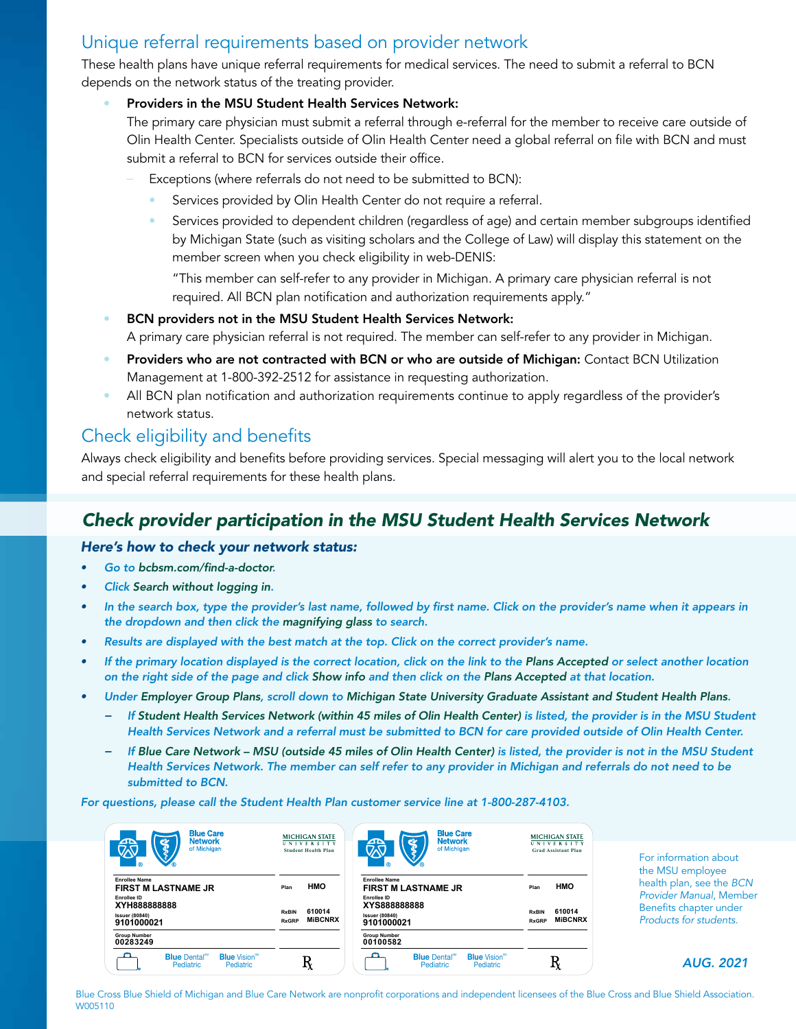## Unique referral requirements based on provider network

These health plans have unique referral requirements for medical services. The need to submit a referral to BCN depends on the network status of the treating provider.

- **Providers in the MSU Student Health Services Network:**
  The primary care physician must submit a referral through e-referral for the member to receive care outside of Olin Health Center. Specialists outside of Olin Health Center need a global referral on file with BCN and must submit a referral to BCN for services outside their office.
  - Exceptions (where referrals do not need to be submitted to BCN):
    - Services provided by Olin Health Center do not require a referral.
    - Services provided to dependent children (regardless of age) and certain member subgroups identified by Michigan State (such as visiting scholars and the College of Law) will display this statement on the member screen when you check eligibility in web-DENIS:

      "This member can self-refer to any provider in Michigan. A primary care physician referral is not required. All BCN plan notification and authorization requirements apply."
- **BCN providers not in the MSU Student Health Services Network:**
  A primary care physician referral is not required. The member can self-refer to any provider in Michigan.
- **Providers who are not contracted with BCN or who are outside of Michigan:** Contact BCN Utilization Management at 1-800-392-2512 for assistance in requesting authorization.
- All BCN plan notification and authorization requirements continue to apply regardless of the provider's network status.

## Check eligibility and benefits

Always check eligibility and benefits before providing services. Special messaging will alert you to the local network and special referral requirements for these health plans.

## *Check provider participation in the MSU Student Health Services Network*

***Here's how to check your network status:***

- *Go to* *bcbsm.com/find-a-doctor.*
- *Click* *Search without logging in.*
- *In the search box, type the provider's last name, followed by first name. Click on the provider's name when it appears in the dropdown and then click the* **magnifying glass** *to search.*
- *Results are displayed with the best match at the top. Click on the correct provider's name.*
- *If the primary location displayed is the correct location, click on the link to the* **Plans Accepted** *or select another location on the right side of the page and click* **Show info** *and then click on the* **Plans Accepted** *at that location.*
- *Under* **Employer Group Plans**, *scroll down to* **Michigan State University Graduate Assistant and Student Health Plans**.
  - *If* **Student Health Network (within 45 miles of Olin Health Center)** *is listed, the provider is in the MSU Student Health Services Network and a referral must be submitted to BCN for care provided outside of Olin Health Center.*
  - *If* **Blue Care Network – MSU (outside 45 miles of Olin Health Center)** *is listed, the provider is not in the MSU Student Health Services Network. The member can self refer to any provider in Michigan and referrals do not need to be submitted to BCN.*

*For questions, please call the Student Health Plan customer service line at 1-800-287-4103.*

Blue Care Network of Michigan — MICHIGAN STATE UNIVERSITY Student Health Plan

Enrollee Name: FIRST M LASTNAME JR
Enrollee ID: XYH888888888
Issuer (80840): 9101000021
Group Number: 00283249
Plan: HMO
RxBIN: 610014
RxGRP: MiBCNRX
Blue Dental Pediatric — Blue Vision Pediatric

Blue Care Network of Michigan — MICHIGAN STATE UNIVERSITY Grad Assistant Plan

Enrollee Name: FIRST M LASTNAME JR
Enrollee ID: XYS888888888
Issuer (80840): 9101000021
Group Number: 00100582
Plan: HMO
RxBIN: 610014
RxGRP: MiBCNRX
Blue Dental Pediatric — Blue Vision Pediatric

For information about the MSU employee health plan, see the *BCN Provider Manual*, Member Benefits chapter under *Products for students.*

*AUG. 2021*

Blue Cross Blue Shield of Michigan and Blue Care Network are nonprofit corporations and independent licensees of the Blue Cross and Blue Shield Association.
W005110